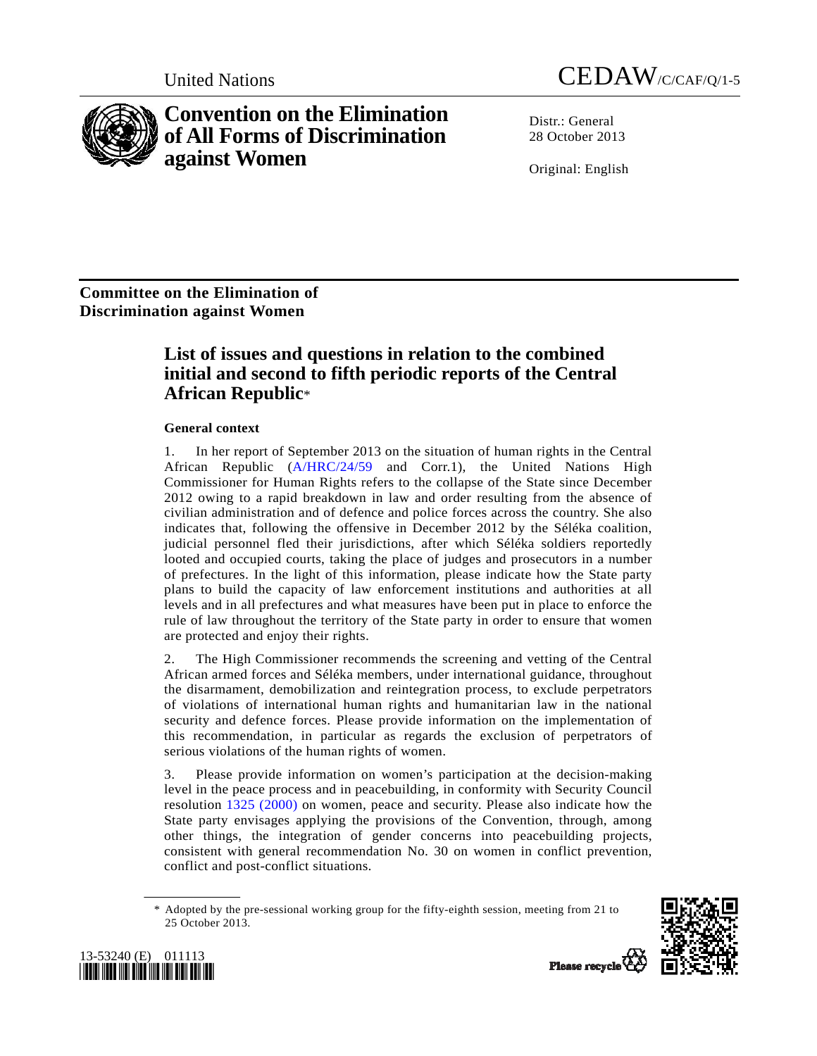United Nations CEDAW/C/CAF/Q/1-5

# Convention on the Elimination of All Forms of Discrimination against Women

Distr.: General
28 October 2013

Original: English

## Committee on the Elimination of Discrimination against Women

## List of issues and questions in relation to the combined initial and second to fifth periodic reports of the Central African Republic*

### General context

1. In her report of September 2013 on the situation of human rights in the Central African Republic (A/HRC/24/59 and Corr.1), the United Nations High Commissioner for Human Rights refers to the collapse of the State since December 2012 owing to a rapid breakdown in law and order resulting from the absence of civilian administration and of defence and police forces across the country. She also indicates that, following the offensive in December 2012 by the Séléka coalition, judicial personnel fled their jurisdictions, after which Séléka soldiers reportedly looted and occupied courts, taking the place of judges and prosecutors in a number of prefectures. In the light of this information, please indicate how the State party plans to build the capacity of law enforcement institutions and authorities at all levels and in all prefectures and what measures have been put in place to enforce the rule of law throughout the territory of the State party in order to ensure that women are protected and enjoy their rights.

2. The High Commissioner recommends the screening and vetting of the Central African armed forces and Séléka members, under international guidance, throughout the disarmament, demobilization and reintegration process, to exclude perpetrators of violations of international human rights and humanitarian law in the national security and defence forces. Please provide information on the implementation of this recommendation, in particular as regards the exclusion of perpetrators of serious violations of the human rights of women.

3. Please provide information on women's participation at the decision-making level in the peace process and in peacebuilding, in conformity with Security Council resolution 1325 (2000) on women, peace and security. Please also indicate how the State party envisages applying the provisions of the Convention, through, among other things, the integration of gender concerns into peacebuilding projects, consistent with general recommendation No. 30 on women in conflict prevention, conflict and post-conflict situations.

* Adopted by the pre-sessional working group for the fifty-eighth session, meeting from 21 to 25 October 2013.

13-53240 (E) 011113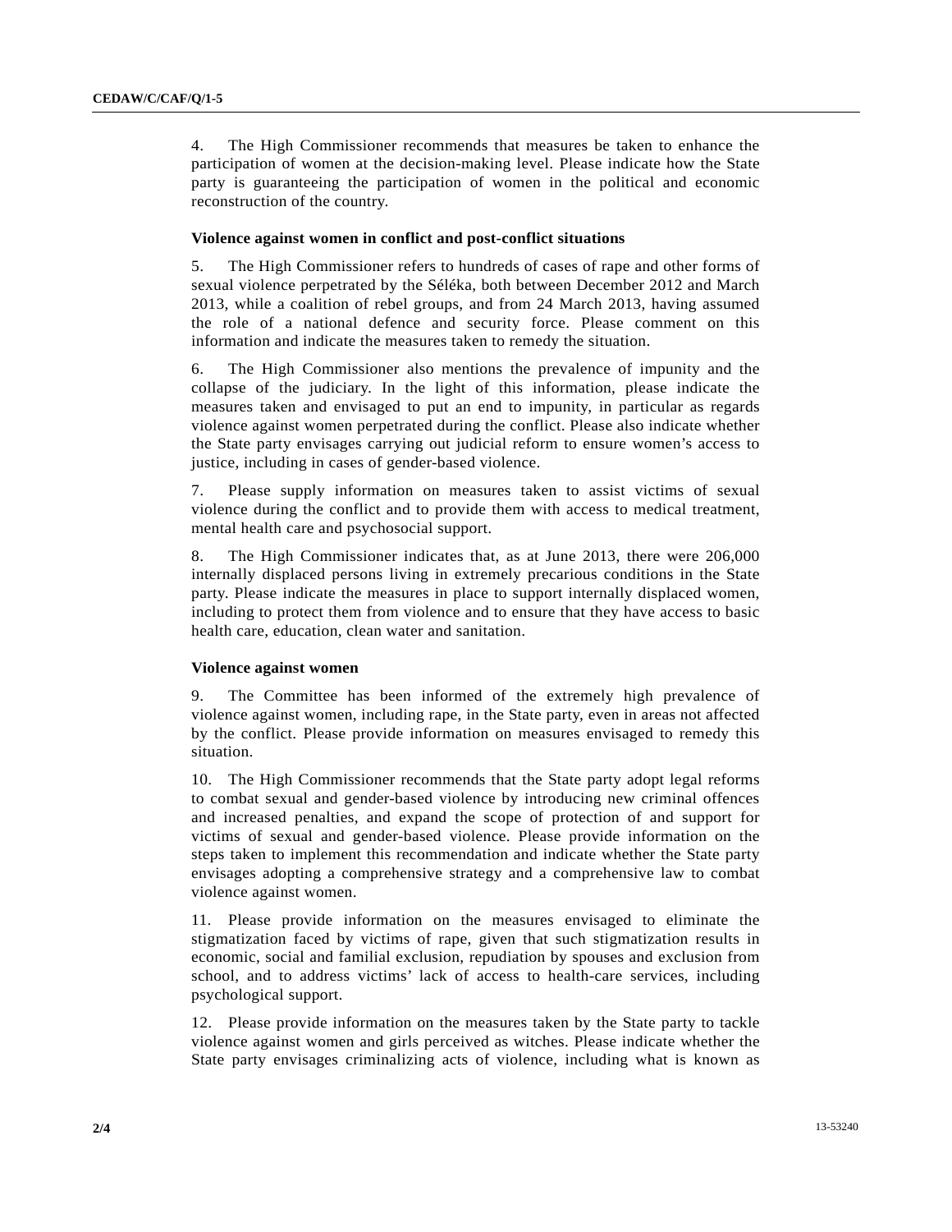4. The High Commissioner recommends that measures be taken to enhance the participation of women at the decision-making level. Please indicate how the State party is guaranteeing the participation of women in the political and economic reconstruction of the country.

**Violence against women in conflict and post-conflict situations**

5. The High Commissioner refers to hundreds of cases of rape and other forms of sexual violence perpetrated by the Séléka, both between December 2012 and March 2013, while a coalition of rebel groups, and from 24 March 2013, having assumed the role of a national defence and security force. Please comment on this information and indicate the measures taken to remedy the situation.

6. The High Commissioner also mentions the prevalence of impunity and the collapse of the judiciary. In the light of this information, please indicate the measures taken and envisaged to put an end to impunity, in particular as regards violence against women perpetrated during the conflict. Please also indicate whether the State party envisages carrying out judicial reform to ensure women's access to justice, including in cases of gender-based violence.

7. Please supply information on measures taken to assist victims of sexual violence during the conflict and to provide them with access to medical treatment, mental health care and psychosocial support.

8. The High Commissioner indicates that, as at June 2013, there were 206,000 internally displaced persons living in extremely precarious conditions in the State party. Please indicate the measures in place to support internally displaced women, including to protect them from violence and to ensure that they have access to basic health care, education, clean water and sanitation.

**Violence against women**

9. The Committee has been informed of the extremely high prevalence of violence against women, including rape, in the State party, even in areas not affected by the conflict. Please provide information on measures envisaged to remedy this situation.

10. The High Commissioner recommends that the State party adopt legal reforms to combat sexual and gender-based violence by introducing new criminal offences and increased penalties, and expand the scope of protection of and support for victims of sexual and gender-based violence. Please provide information on the steps taken to implement this recommendation and indicate whether the State party envisages adopting a comprehensive strategy and a comprehensive law to combat violence against women.

11. Please provide information on the measures envisaged to eliminate the stigmatization faced by victims of rape, given that such stigmatization results in economic, social and familial exclusion, repudiation by spouses and exclusion from school, and to address victims' lack of access to health-care services, including psychological support.

12. Please provide information on the measures taken by the State party to tackle violence against women and girls perceived as witches. Please indicate whether the State party envisages criminalizing acts of violence, including what is known as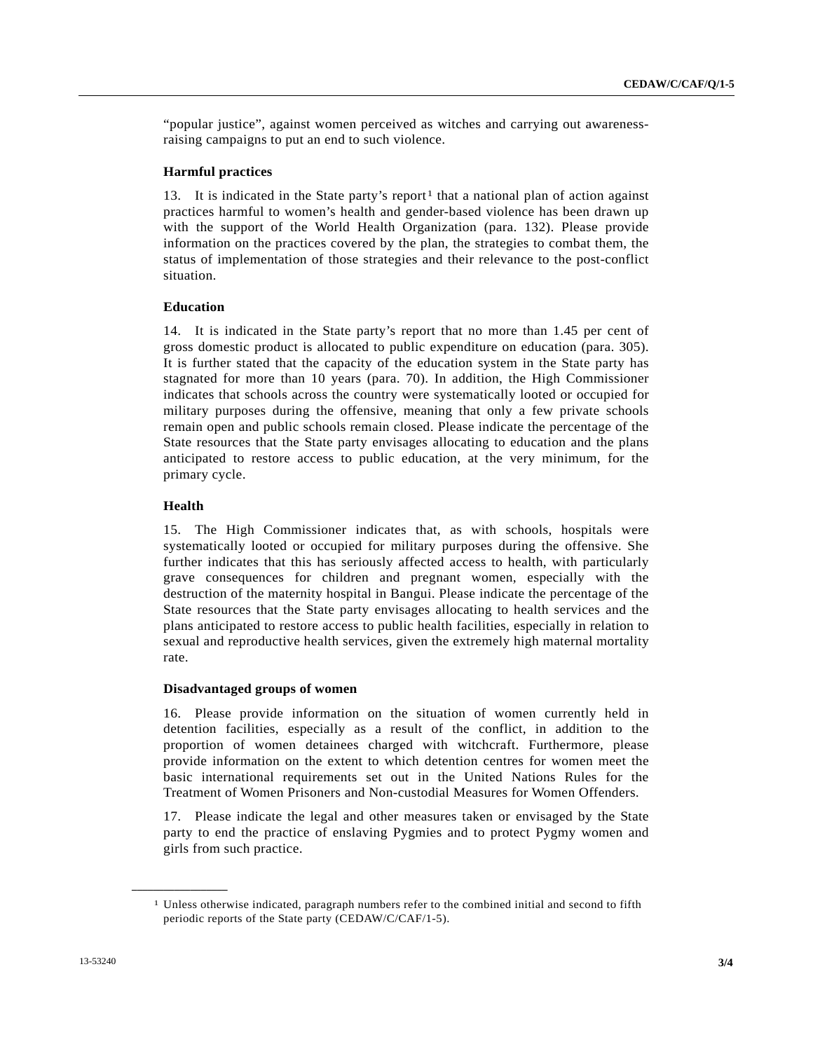"popular justice", against women perceived as witches and carrying out awareness-raising campaigns to put an end to such violence.

### Harmful practices

13. It is indicated in the State party's report[1] that a national plan of action against practices harmful to women's health and gender-based violence has been drawn up with the support of the World Health Organization (para. 132). Please provide information on the practices covered by the plan, the strategies to combat them, the status of implementation of those strategies and their relevance to the post-conflict situation.

### Education

14. It is indicated in the State party's report that no more than 1.45 per cent of gross domestic product is allocated to public expenditure on education (para. 305). It is further stated that the capacity of the education system in the State party has stagnated for more than 10 years (para. 70). In addition, the High Commissioner indicates that schools across the country were systematically looted or occupied for military purposes during the offensive, meaning that only a few private schools remain open and public schools remain closed. Please indicate the percentage of the State resources that the State party envisages allocating to education and the plans anticipated to restore access to public education, at the very minimum, for the primary cycle.

### Health

15. The High Commissioner indicates that, as with schools, hospitals were systematically looted or occupied for military purposes during the offensive. She further indicates that this has seriously affected access to health, with particularly grave consequences for children and pregnant women, especially with the destruction of the maternity hospital in Bangui. Please indicate the percentage of the State resources that the State party envisages allocating to health services and the plans anticipated to restore access to public health facilities, especially in relation to sexual and reproductive health services, given the extremely high maternal mortality rate.

### Disadvantaged groups of women

16. Please provide information on the situation of women currently held in detention facilities, especially as a result of the conflict, in addition to the proportion of women detainees charged with witchcraft. Furthermore, please provide information on the extent to which detention centres for women meet the basic international requirements set out in the United Nations Rules for the Treatment of Women Prisoners and Non-custodial Measures for Women Offenders.

17. Please indicate the legal and other measures taken or envisaged by the State party to end the practice of enslaving Pygmies and to protect Pygmy women and girls from such practice.

---

[1] Unless otherwise indicated, paragraph numbers refer to the combined initial and second to fifth periodic reports of the State party (CEDAW/C/CAF/1-5).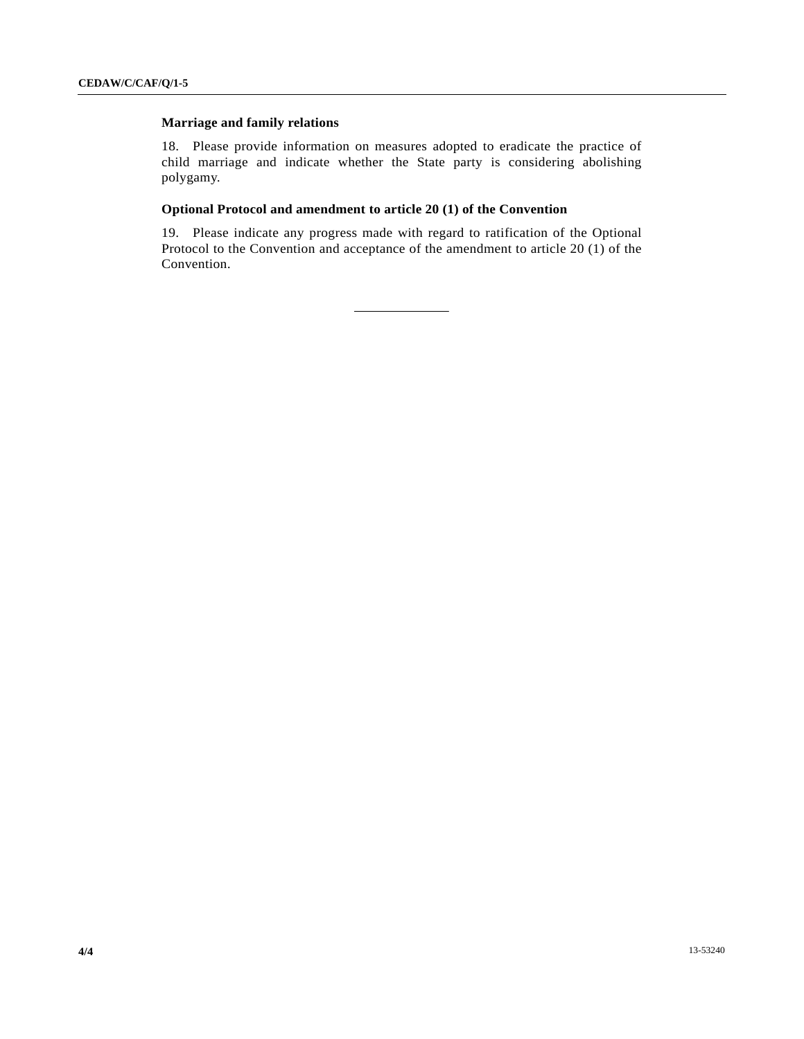### Marriage and family relations

18. Please provide information on measures adopted to eradicate the practice of child marriage and indicate whether the State party is considering abolishing polygamy.

### Optional Protocol and amendment to article 20 (1) of the Convention

19. Please indicate any progress made with regard to ratification of the Optional Protocol to the Convention and acceptance of the amendment to article 20 (1) of the Convention.